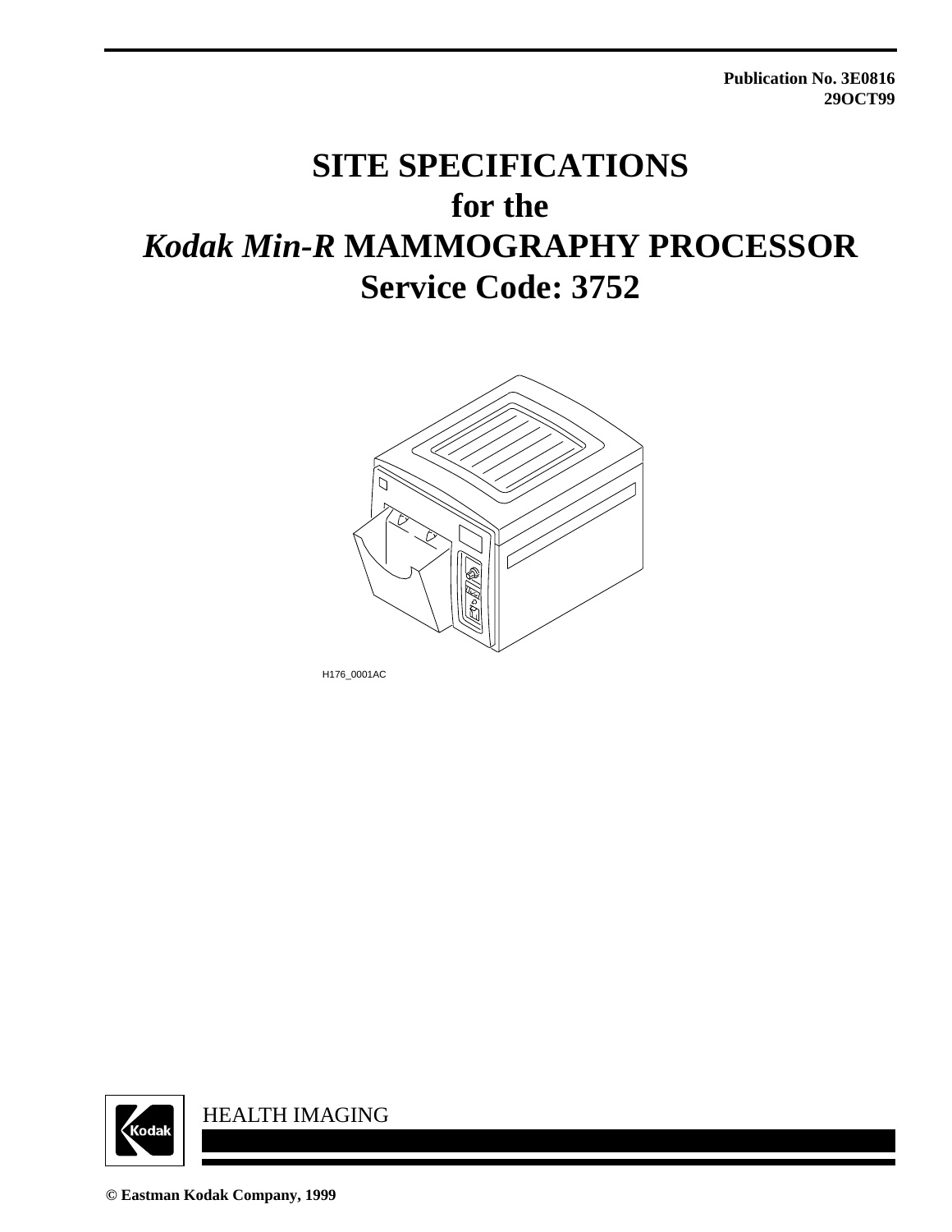**Publication No. 3E0816**
**29OCT99**

# SITE SPECIFICATIONS for the *Kodak Min-R* MAMMOGRAPHY PROCESSOR Service Code: 3752

H176_0001AC

HEALTH IMAGING

**© Eastman Kodak Company, 1999**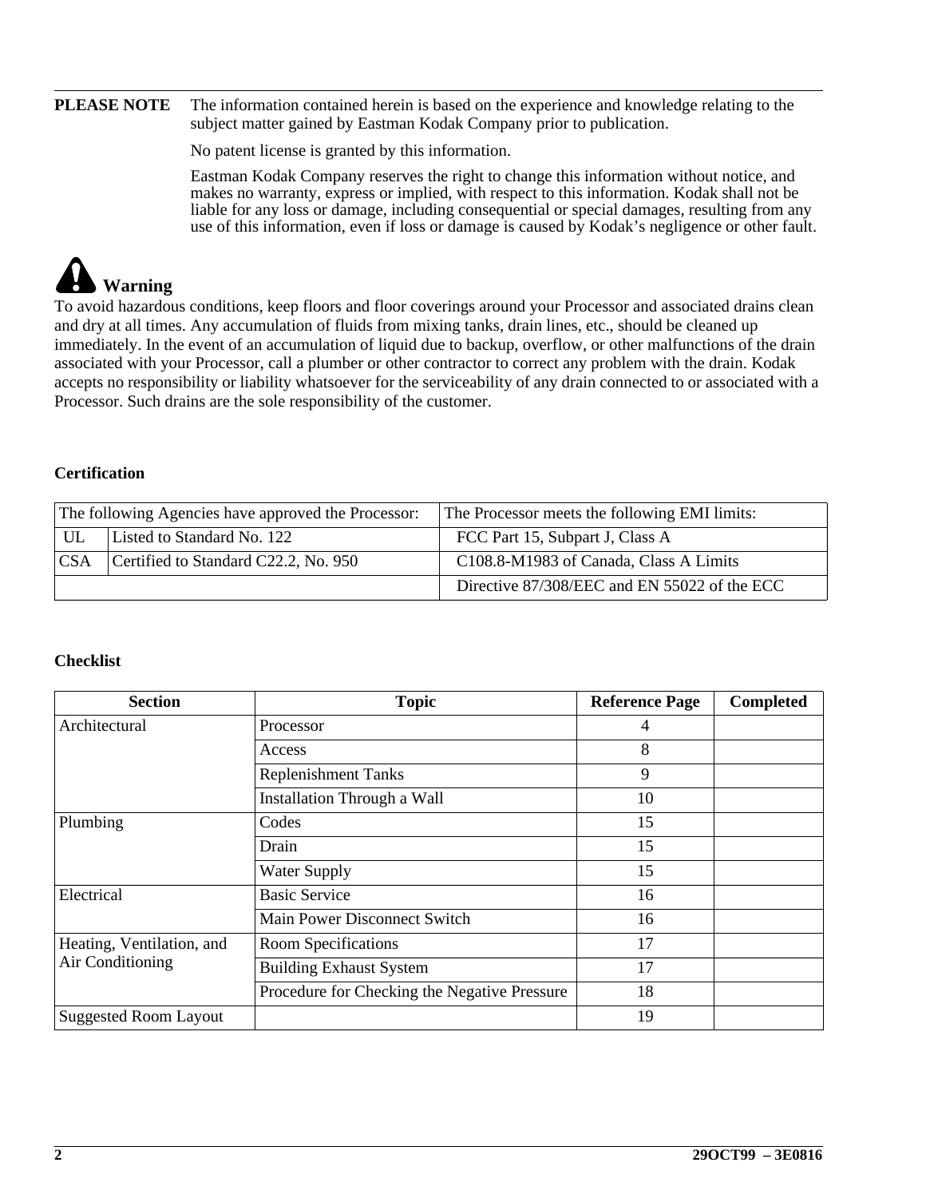**PLEASE NOTE** The information contained herein is based on the experience and knowledge relating to the subject matter gained by Eastman Kodak Company prior to publication.

No patent license is granted by this information.

Eastman Kodak Company reserves the right to change this information without notice, and makes no warranty, express or implied, with respect to this information. Kodak shall not be liable for any loss or damage, including consequential or special damages, resulting from any use of this information, even if loss or damage is caused by Kodak's negligence or other fault.

## Warning

To avoid hazardous conditions, keep floors and floor coverings around your Processor and associated drains clean and dry at all times. Any accumulation of fluids from mixing tanks, drain lines, etc., should be cleaned up immediately. In the event of an accumulation of liquid due to backup, overflow, or other malfunctions of the drain associated with your Processor, call a plumber or other contractor to correct any problem with the drain. Kodak accepts no responsibility or liability whatsoever for the serviceability of any drain connected to or associated with a Processor. Such drains are the sole responsibility of the customer.

### Certification

| The following Agencies have approved the Processor: | | The Processor meets the following EMI limits: |
|---|---|---|
| UL | Listed to Standard No. 122 | FCC Part 15, Subpart J, Class A |
| CSA | Certified to Standard C22.2, No. 950 | C108.8-M1983 of Canada, Class A Limits |
| | | Directive 87/308/EEC and EN 55022 of the ECC |

### Checklist

| Section | Topic | Reference Page | Completed |
|---|---|---|---|
| Architectural | Processor | 4 | |
| | Access | 8 | |
| | Replenishment Tanks | 9 | |
| | Installation Through a Wall | 10 | |
| Plumbing | Codes | 15 | |
| | Drain | 15 | |
| | Water Supply | 15 | |
| Electrical | Basic Service | 16 | |
| | Main Power Disconnect Switch | 16 | |
| Heating, Ventilation, and Air Conditioning | Room Specifications | 17 | |
| | Building Exhaust System | 17 | |
| | Procedure for Checking the Negative Pressure | 18 | |
| Suggested Room Layout | | 19 | |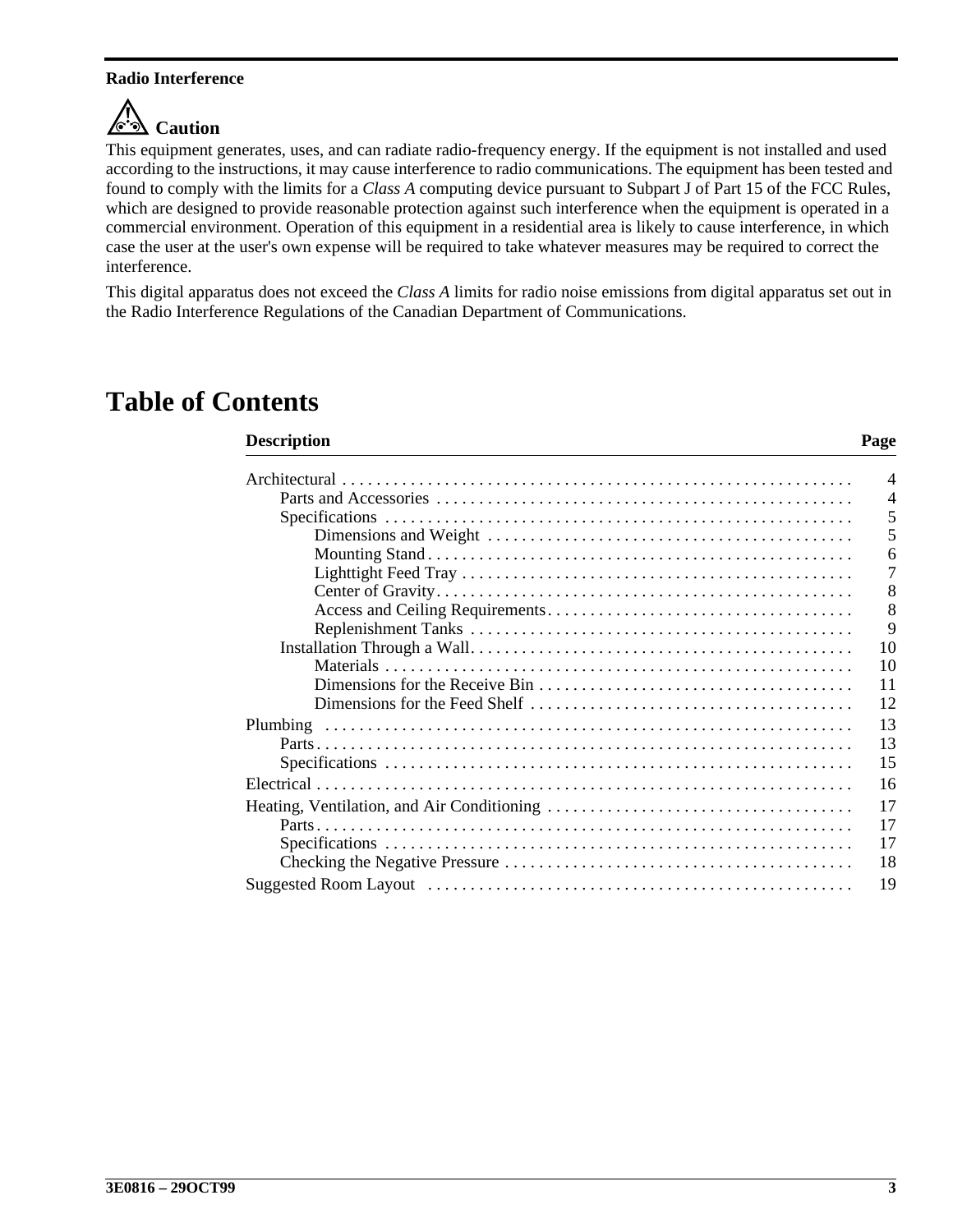**Radio Interference**

**Caution**

This equipment generates, uses, and can radiate radio-frequency energy. If the equipment is not installed and used according to the instructions, it may cause interference to radio communications. The equipment has been tested and found to comply with the limits for a *Class A* computing device pursuant to Subpart J of Part 15 of the FCC Rules, which are designed to provide reasonable protection against such interference when the equipment is operated in a commercial environment. Operation of this equipment in a residential area is likely to cause interference, in which case the user at the user's own expense will be required to take whatever measures may be required to correct the interference.

This digital apparatus does not exceed the *Class A* limits for radio noise emissions from digital apparatus set out in the Radio Interference Regulations of the Canadian Department of Communications.

# Table of Contents

| Description | Page |
|---|---|
| Architectural | 4 |
| Parts and Accessories | 4 |
| Specifications | 5 |
| Dimensions and Weight | 5 |
| Mounting Stand | 6 |
| Lighttight Feed Tray | 7 |
| Center of Gravity | 8 |
| Access and Ceiling Requirements | 8 |
| Replenishment Tanks | 9 |
| Installation Through a Wall | 10 |
| Materials | 10 |
| Dimensions for the Receive Bin | 11 |
| Dimensions for the Feed Shelf | 12 |
| Plumbing | 13 |
| Parts | 13 |
| Specifications | 15 |
| Electrical | 16 |
| Heating, Ventilation, and Air Conditioning | 17 |
| Parts | 17 |
| Specifications | 17 |
| Checking the Negative Pressure | 18 |
| Suggested Room Layout | 19 |

3E0816 – 29OCT99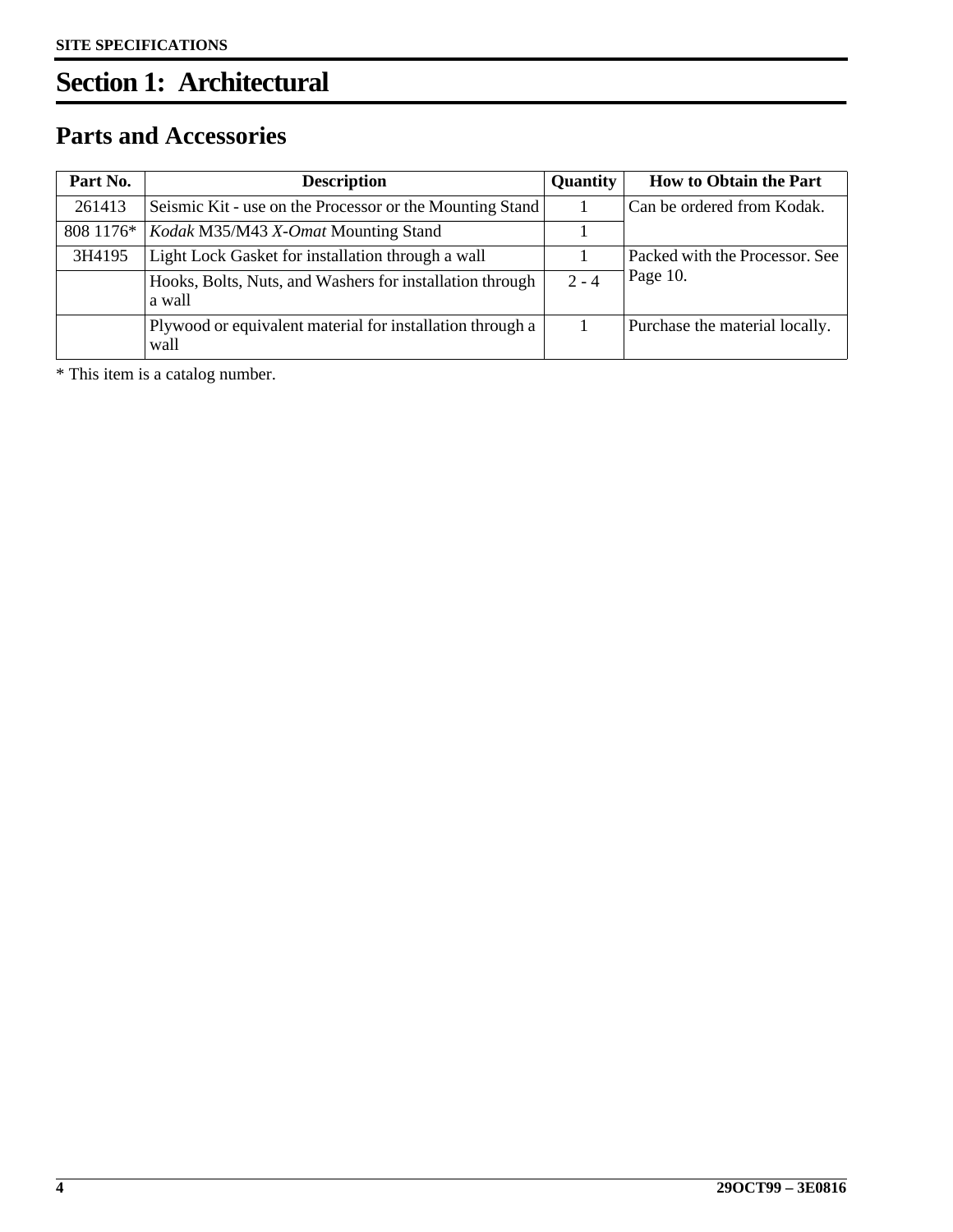# Section 1: Architectural

## Parts and Accessories

| Part No. | Description | Quantity | How to Obtain the Part |
|---|---|---|---|
| 261413 | Seismic Kit - use on the Processor or the Mounting Stand | 1 | Can be ordered from Kodak. |
| 808 1176* | *Kodak* M35/M43 *X-Omat* Mounting Stand | 1 | |
| 3H4195 | Light Lock Gasket for installation through a wall | 1 | Packed with the Processor. See Page 10. |
| | Hooks, Bolts, Nuts, and Washers for installation through a wall | 2 - 4 | |
| | Plywood or equivalent material for installation through a wall | 1 | Purchase the material locally. |

* This item is a catalog number.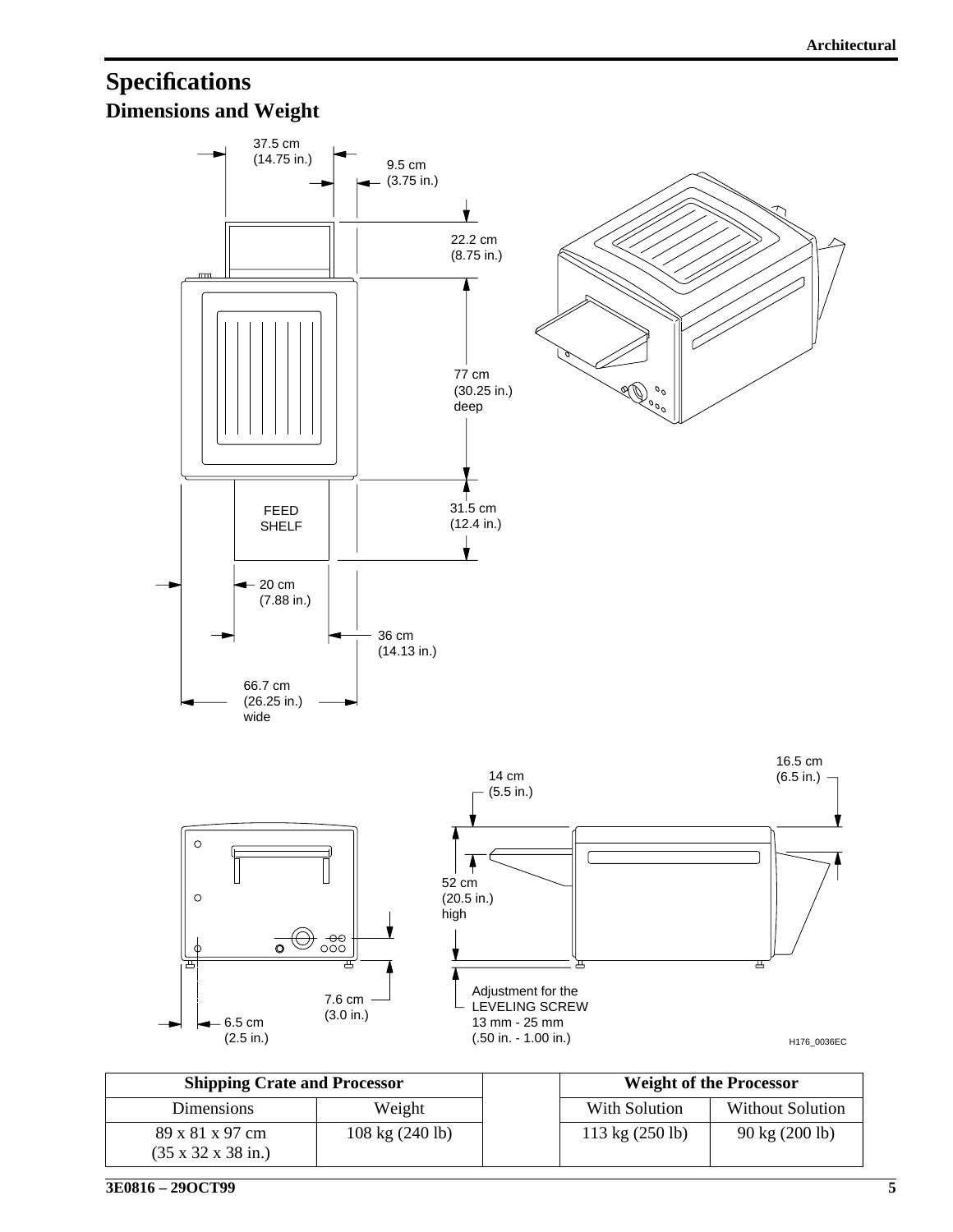## Specifications

### Dimensions and Weight

37.5 cm (14.75 in.)

9.5 cm (3.75 in.)

22.2 cm (8.75 in.)

77 cm (30.25 in.) deep

FEED SHELF

31.5 cm (12.4 in.)

20 cm (7.88 in.)

36 cm (14.13 in.)

66.7 cm (26.25 in.) wide

14 cm (5.5 in.)

16.5 cm (6.5 in.)

52 cm (20.5 in.) high

7.6 cm (3.0 in.)

6.5 cm (2.5 in.)

Adjustment for the LEVELING SCREW 13 mm - 25 mm (.50 in. - 1.00 in.)

H176_0036EC

| Shipping Crate and Processor | | | Weight of the Processor | |
|---|---|---|---|---|
| Dimensions | Weight | | With Solution | Without Solution |
| 89 x 81 x 97 cm (35 x 32 x 38 in.) | 108 kg (240 lb) | | 113 kg (250 lb) | 90 kg (200 lb) |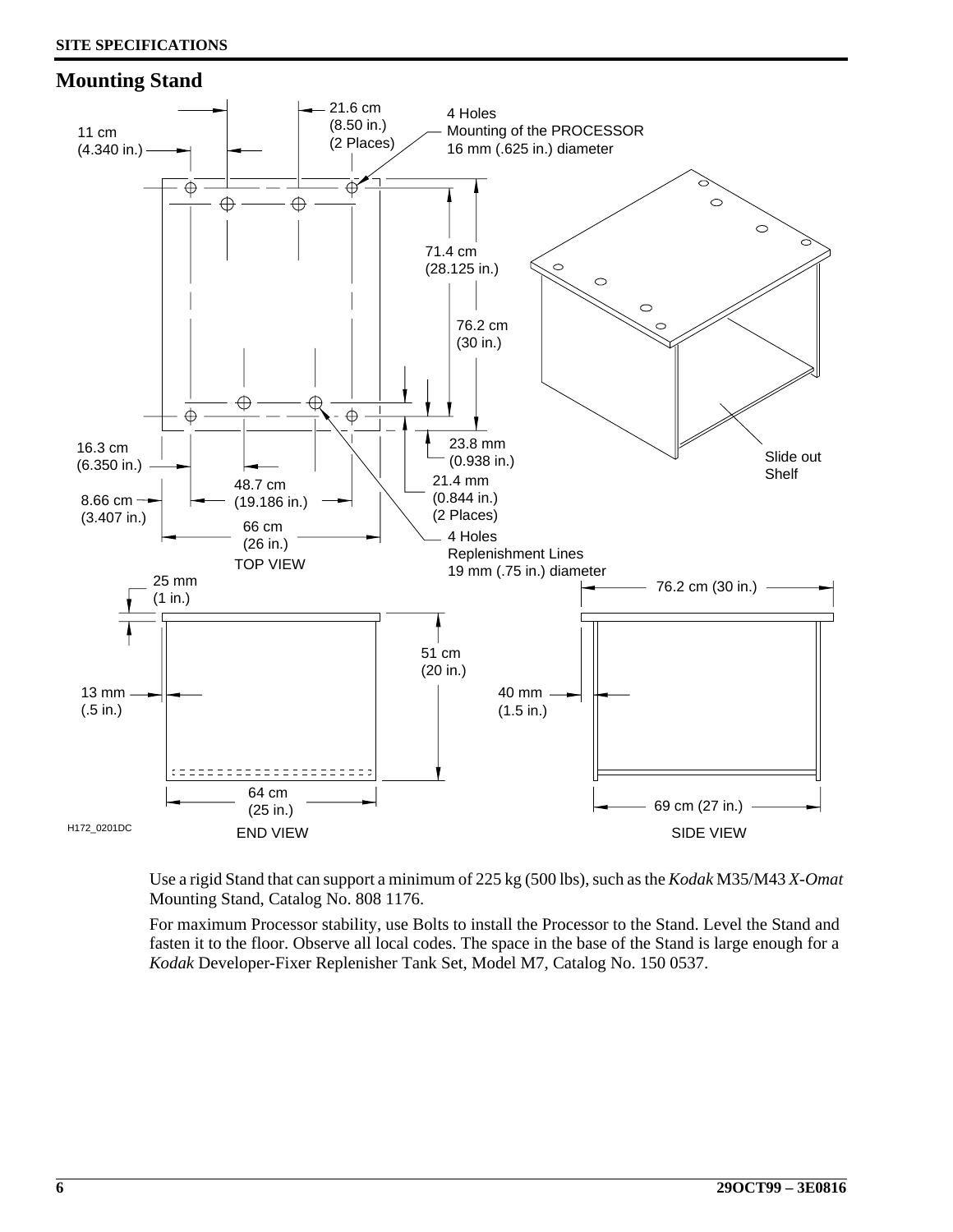## Mounting Stand

11 cm (4.340 in.)

21.6 cm (8.50 in.) (2 Places)

4 Holes Mounting of the PROCESSOR 16 mm (.625 in.) diameter

71.4 cm (28.125 in.)

76.2 cm (30 in.)

23.8 mm (0.938 in.)

21.4 mm (0.844 in.) (2 Places)

16.3 cm (6.350 in.)

48.7 cm (19.186 in.)

8.66 cm (3.407 in.)

66 cm (26 in.)

TOP VIEW

4 Holes Replenishment Lines 19 mm (.75 in.) diameter

Slide out Shelf

25 mm (1 in.)

51 cm (20 in.)

13 mm (.5 in.)

64 cm (25 in.)

END VIEW

76.2 cm (30 in.)

40 mm (1.5 in.)

69 cm (27 in.)

SIDE VIEW

H172_0201DC

Use a rigid Stand that can support a minimum of 225 kg (500 lbs), such as the *Kodak* M35/M43 *X-Omat* Mounting Stand, Catalog No. 808 1176.

For maximum Processor stability, use Bolts to install the Processor to the Stand. Level the Stand and fasten it to the floor. Observe all local codes. The space in the base of the Stand is large enough for a *Kodak* Developer-Fixer Replenisher Tank Set, Model M7, Catalog No. 150 0537.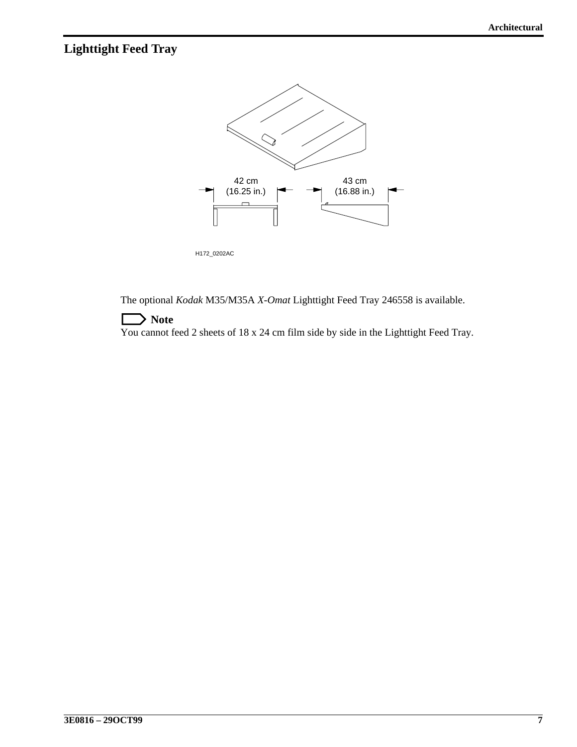## Lighttight Feed Tray

42 cm (16.25 in.)

43 cm (16.88 in.)

H172_0202AC

The optional *Kodak* M35/M35A *X-Omat* Lighttight Feed Tray 246558 is available.

**Note**

You cannot feed 2 sheets of 18 x 24 cm film side by side in the Lighttight Feed Tray.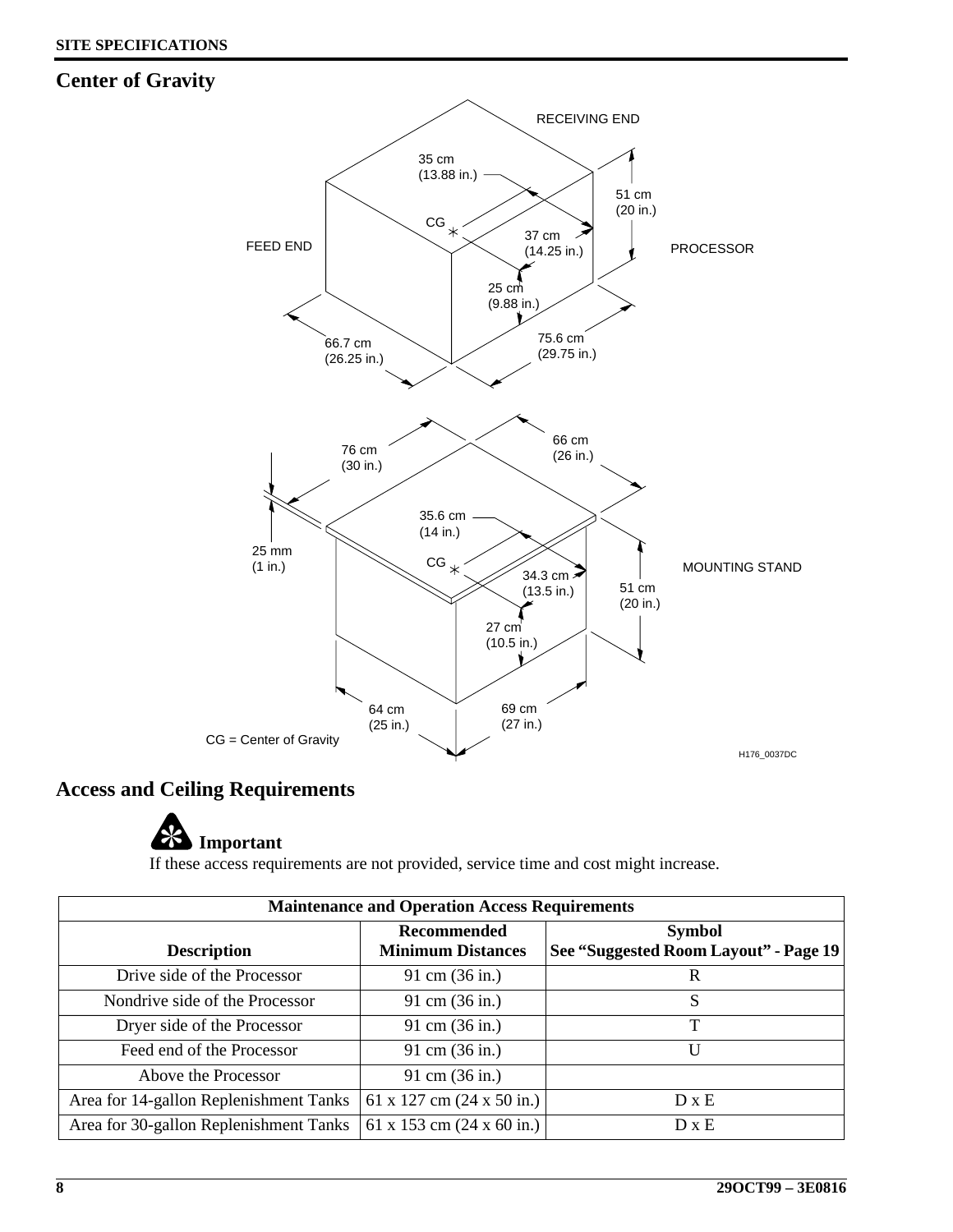## Center of Gravity

RECEIVING END

35 cm (13.88 in.)

51 cm (20 in.)

CG

37 cm (14.25 in.)

FEED END

PROCESSOR

25 cm (9.88 in.)

75.6 cm (29.75 in.)

66.7 cm (26.25 in.)

76 cm (30 in.)

66 cm (26 in.)

35.6 cm (14 in.)

25 mm (1 in.)

CG

34.3 cm (13.5 in.)

MOUNTING STAND

51 cm (20 in.)

27 cm (10.5 in.)

64 cm (25 in.)

69 cm (27 in.)

CG = Center of Gravity

H176_0037DC

## Access and Ceiling Requirements

**Important**

If these access requirements are not provided, service time and cost might increase.

| Maintenance and Operation Access Requirements | | |
|---|---|---|
| **Description** | **Recommended Minimum Distances** | **Symbol See “Suggested Room Layout” - Page 19** |
| Drive side of the Processor | 91 cm (36 in.) | R |
| Nondrive side of the Processor | 91 cm (36 in.) | S |
| Dryer side of the Processor | 91 cm (36 in.) | T |
| Feed end of the Processor | 91 cm (36 in.) | U |
| Above the Processor | 91 cm (36 in.) | |
| Area for 14-gallon Replenishment Tanks | 61 x 127 cm (24 x 50 in.) | D x E |
| Area for 30-gallon Replenishment Tanks | 61 x 153 cm (24 x 60 in.) | D x E |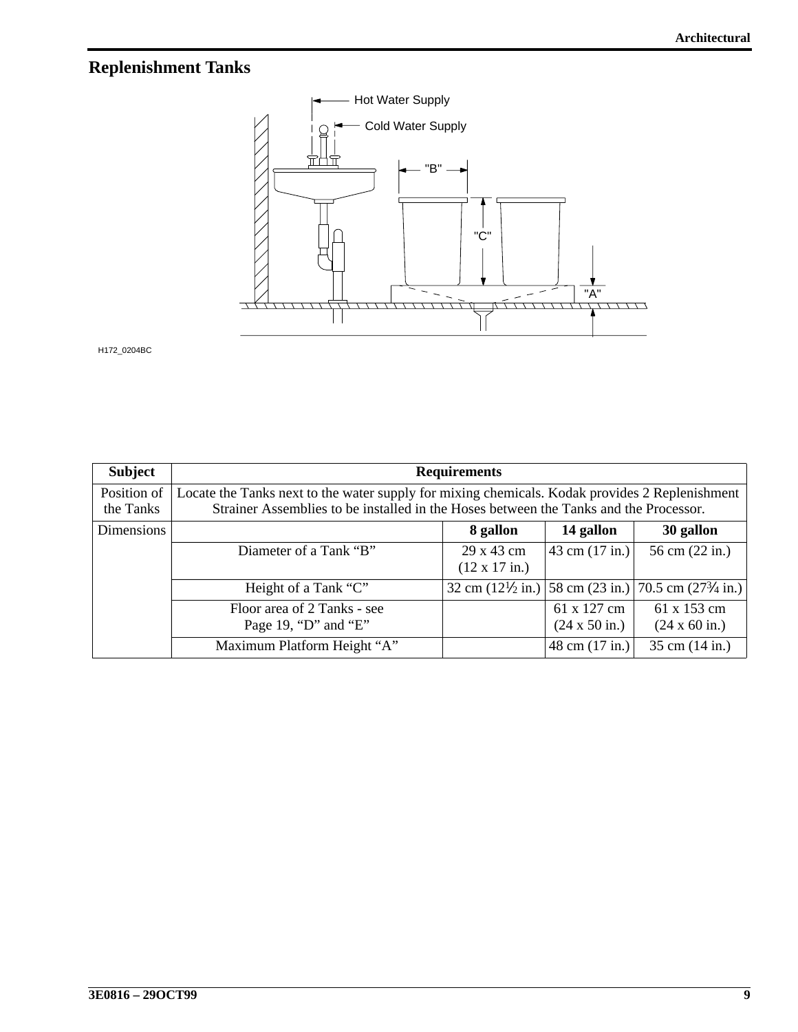## Replenishment Tanks

Hot Water Supply

Cold Water Supply

"B"

"C"

"A"

H172_0204BC

| Subject | Requirements | | | |
|---|---|---|---|---|
| Position of the Tanks | Locate the Tanks next to the water supply for mixing chemicals. Kodak provides 2 Replenishment Strainer Assemblies to be installed in the Hoses between the Tanks and the Processor. | | | |
| Dimensions | | **8 gallon** | **14 gallon** | **30 gallon** |
| | Diameter of a Tank "B" | 29 x 43 cm (12 x 17 in.) | 43 cm (17 in.) | 56 cm (22 in.) |
| | Height of a Tank "C" | 32 cm (12½ in.) | 58 cm (23 in.) | 70.5 cm (27¾ in.) |
| | Floor area of 2 Tanks - see Page 19, "D" and "E" | | 61 x 127 cm (24 x 50 in.) | 61 x 153 cm (24 x 60 in.) |
| | Maximum Platform Height "A" | | 48 cm (17 in.) | 35 cm (14 in.) |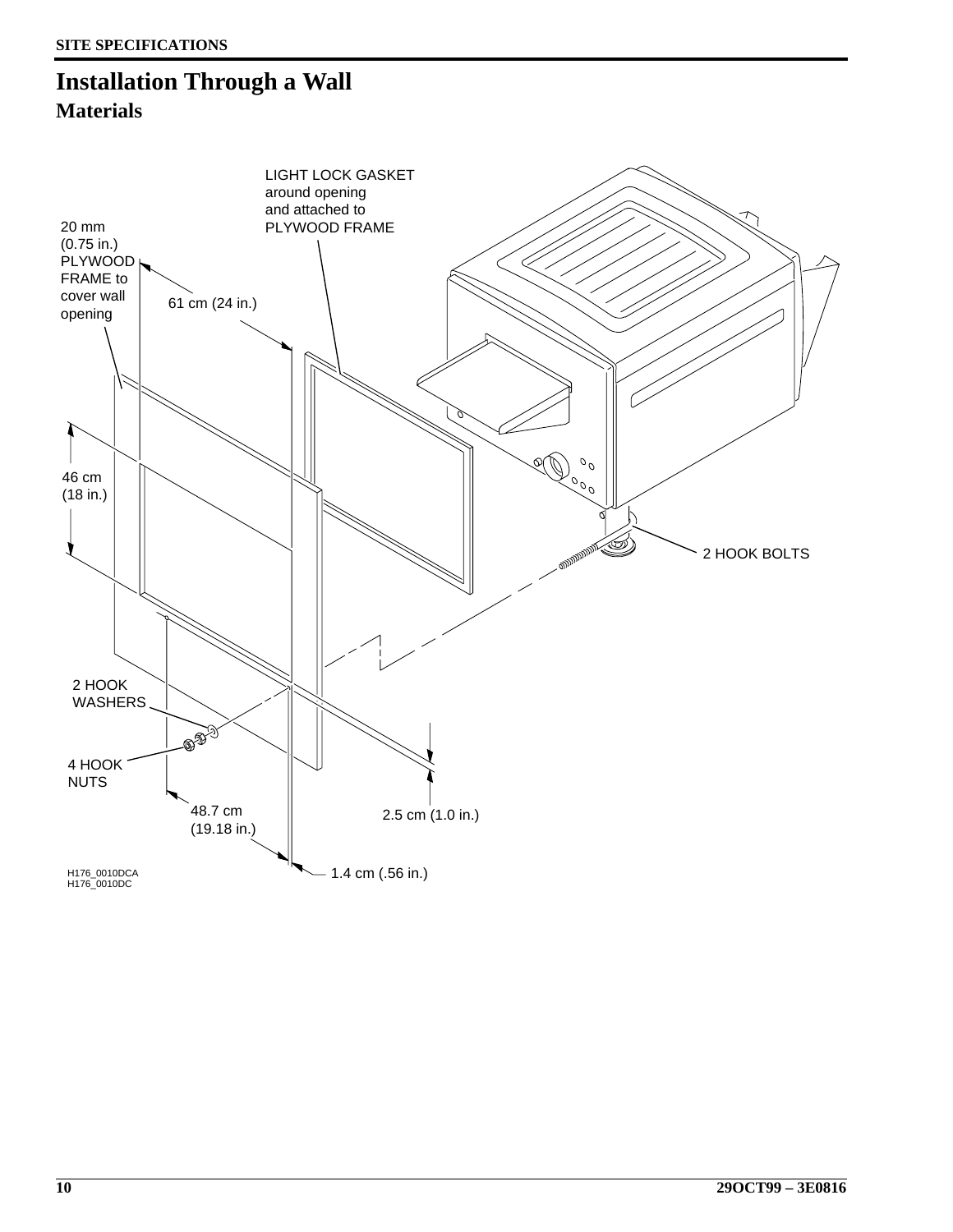# Installation Through a Wall

## Materials

LIGHT LOCK GASKET around opening and attached to PLYWOOD FRAME

20 mm (0.75 in.) PLYWOOD FRAME to cover wall opening

61 cm (24 in.)

46 cm (18 in.)

2 HOOK BOLTS

2 HOOK WASHERS

4 HOOK NUTS

48.7 cm (19.18 in.)

2.5 cm (1.0 in.)

1.4 cm (.56 in.)

H176_0010DCA
H176_0010DC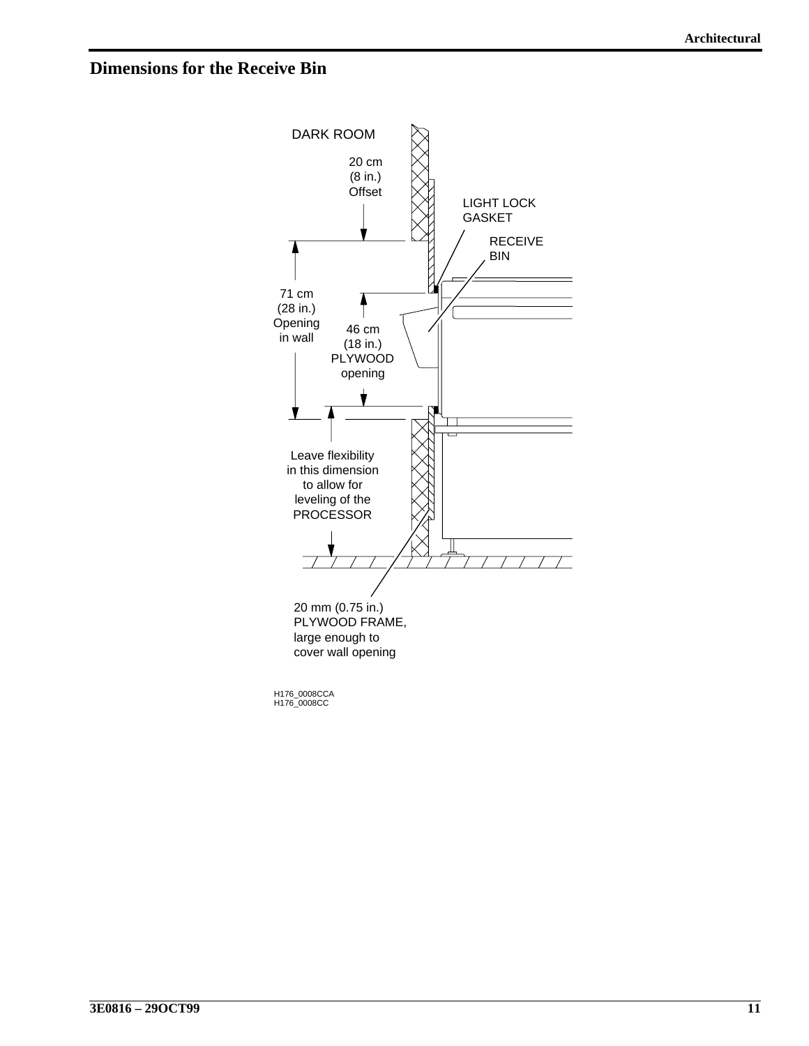## Dimensions for the Receive Bin

DARK ROOM

20 cm
(8 in.)
Offset

LIGHT LOCK
GASKET

RECEIVE
BIN

71 cm
(28 in.)
Opening
in wall

46 cm
(18 in.)
PLYWOOD
opening

Leave flexibility
in this dimension
to allow for
leveling of the
PROCESSOR

20 mm (0.75 in.)
PLYWOOD FRAME,
large enough to
cover wall opening

H176_0008CCA
H176_0008CC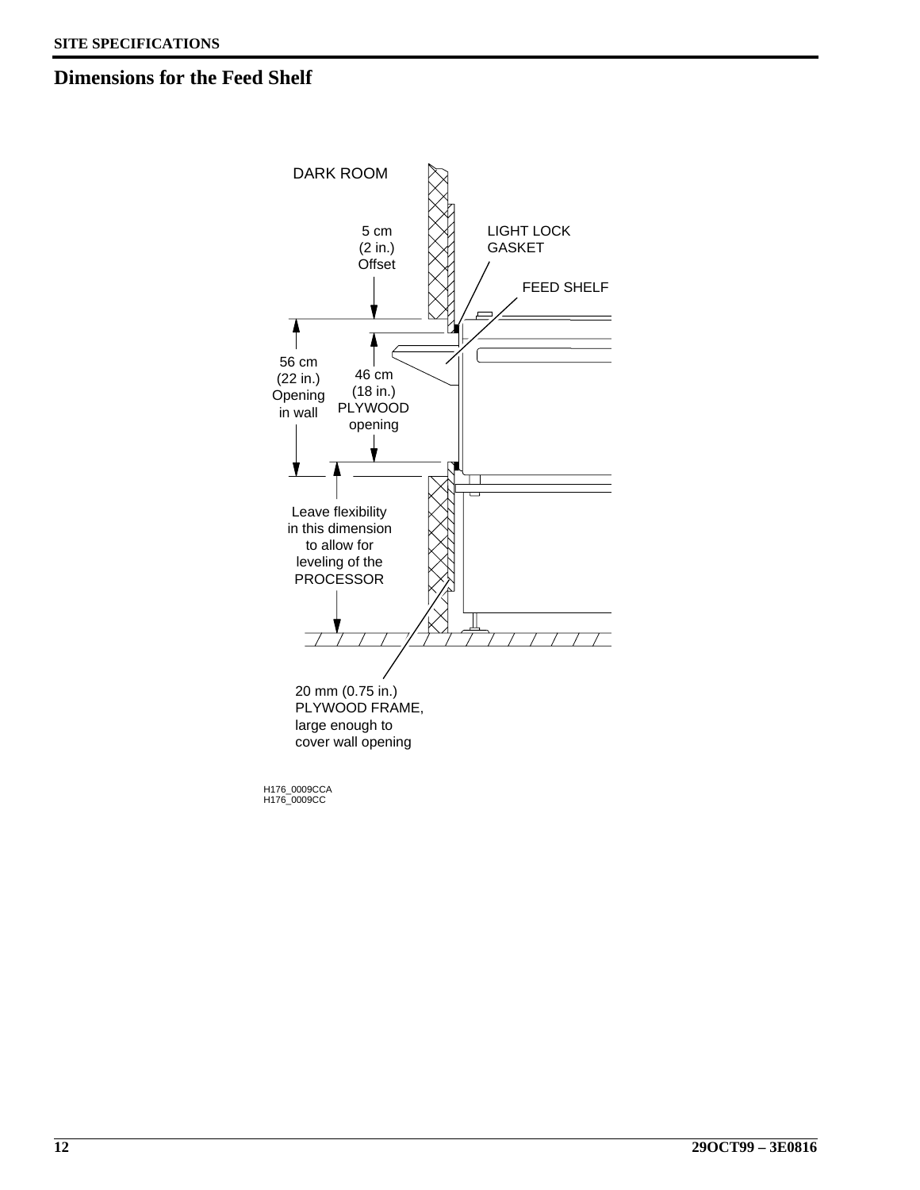## Dimensions for the Feed Shelf

DARK ROOM

5 cm
(2 in.)
Offset

LIGHT LOCK
GASKET

FEED SHELF

56 cm
(22 in.)
Opening
in wall

46 cm
(18 in.)
PLYWOOD
opening

Leave flexibility
in this dimension
to allow for
leveling of the
PROCESSOR

20 mm (0.75 in.)
PLYWOOD FRAME,
large enough to
cover wall opening

H176_0009CCA
H176_0009CC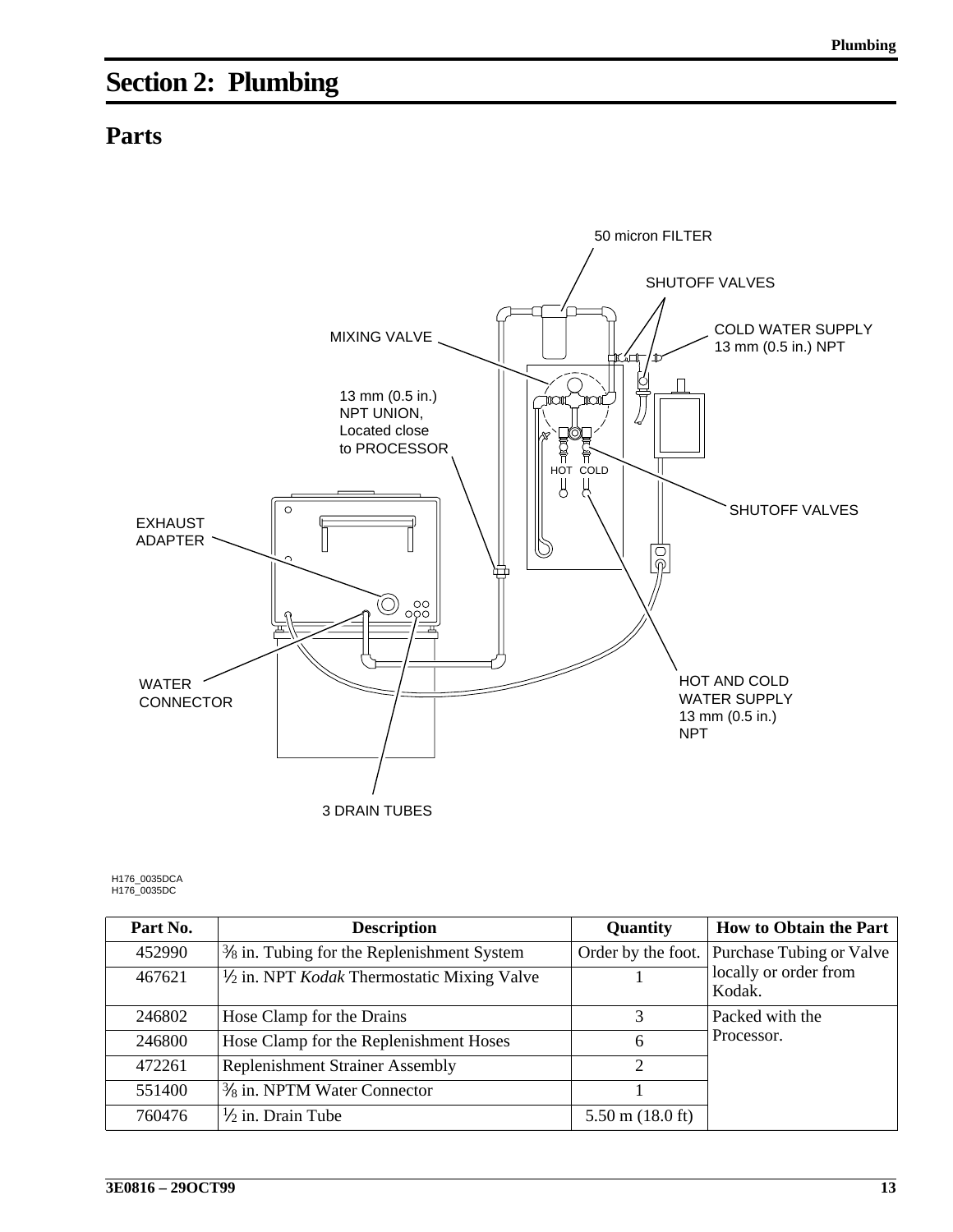# Section 2: Plumbing

## Parts

50 micron FILTER

SHUTOFF VALVES

MIXING VALVE

COLD WATER SUPPLY
13 mm (0.5 in.) NPT

13 mm (0.5 in.)
NPT UNION,
Located close
to PROCESSOR

HOT COLD

SHUTOFF VALVES

EXHAUST
ADAPTER

WATER
CONNECTOR

HOT AND COLD
WATER SUPPLY
13 mm (0.5 in.)
NPT

3 DRAIN TUBES

H176_0035DCA
H176_0035DC

| Part No. | Description | Quantity | How to Obtain the Part |
|---|---|---|---|
| 452990 | ⅜ in. Tubing for the Replenishment System | Order by the foot. | Purchase Tubing or Valve locally or order from Kodak. |
| 467621 | ½ in. NPT *Kodak* Thermostatic Mixing Valve | 1 | |
| 246802 | Hose Clamp for the Drains | 3 | Packed with the Processor. |
| 246800 | Hose Clamp for the Replenishment Hoses | 6 | |
| 472261 | Replenishment Strainer Assembly | 2 | |
| 551400 | ⅜ in. NPTM Water Connector | 1 | |
| 760476 | ½ in. Drain Tube | 5.50 m (18.0 ft) | |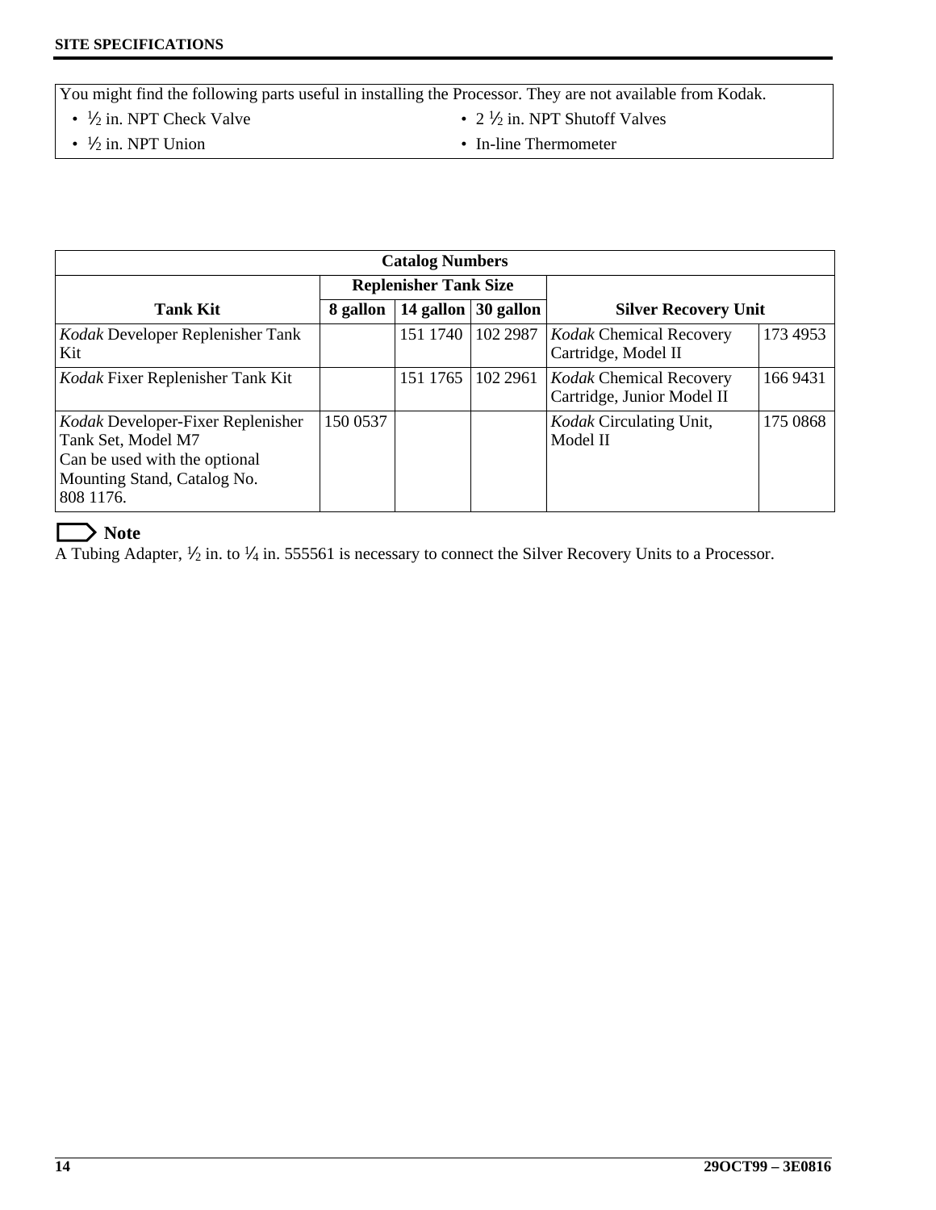You might find the following parts useful in installing the Processor. They are not available from Kodak.

- ½ in. NPT Check Valve
- ½ in. NPT Union
- 2 ½ in. NPT Shutoff Valves
- In-line Thermometer

| Catalog Numbers | | | | | |
|---|---|---|---|---|---|
| Tank Kit | Replenisher Tank Size | | | Silver Recovery Unit | |
| | 8 gallon | 14 gallon | 30 gallon | | |
| *Kodak* Developer Replenisher Tank Kit | | 151 1740 | 102 2987 | *Kodak* Chemical Recovery Cartridge, Model II | 173 4953 |
| *Kodak* Fixer Replenisher Tank Kit | | 151 1765 | 102 2961 | *Kodak* Chemical Recovery Cartridge, Junior Model II | 166 9431 |
| *Kodak* Developer-Fixer Replenisher Tank Set, Model M7<br>Can be used with the optional Mounting Stand, Catalog No. 808 1176. | 150 0537 | | | *Kodak* Circulating Unit, Model II | 175 0868 |

**Note**

A Tubing Adapter, ½ in. to ¼ in. 555561 is necessary to connect the Silver Recovery Units to a Processor.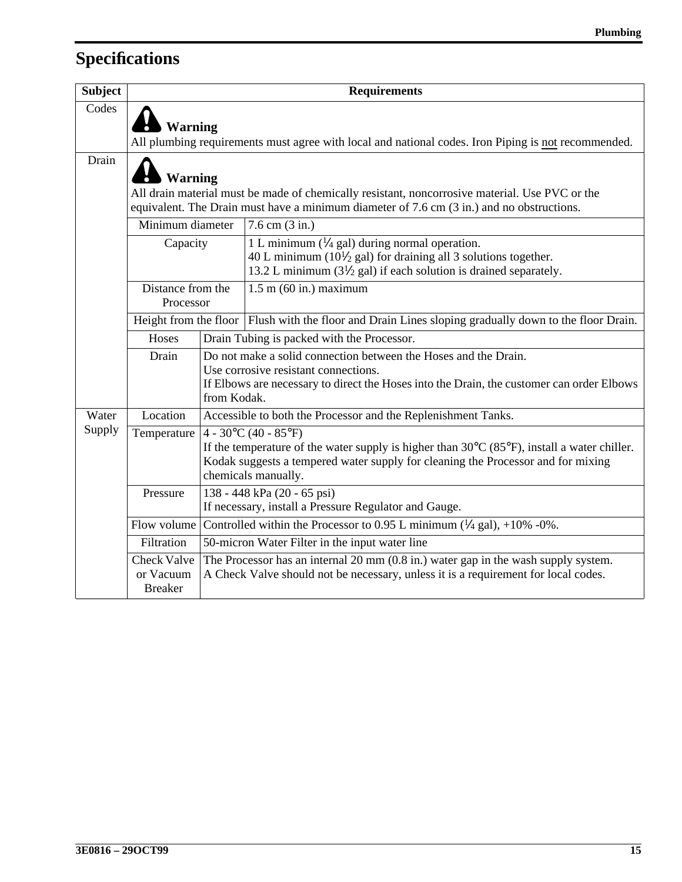# Specifications

| Subject | Requirements | |
|---|---|---|
| Codes | **Warning**<br>All plumbing requirements must agree with local and national codes. Iron Piping is not recommended. | |
| Drain | **Warning**<br>All drain material must be made of chemically resistant, noncorrosive material. Use PVC or the equivalent. The Drain must have a minimum diameter of 7.6 cm (3 in.) and no obstructions. | |
| | Minimum diameter | 7.6 cm (3 in.) |
| | Capacity | 1 L minimum (¼ gal) during normal operation.<br>40 L minimum (10½ gal) for draining all 3 solutions together.<br>13.2 L minimum (3½ gal) if each solution is drained separately. |
| | Distance from the Processor | 1.5 m (60 in.) maximum |
| | Height from the floor | Flush with the floor and Drain Lines sloping gradually down to the floor Drain. |
| | Hoses | Drain Tubing is packed with the Processor. |
| | Drain | Do not make a solid connection between the Hoses and the Drain.<br>Use corrosive resistant connections.<br>If Elbows are necessary to direct the Hoses into the Drain, the customer can order Elbows from Kodak. |
| Water Supply | Location | Accessible to both the Processor and the Replenishment Tanks. |
| | Temperature | 4 - 30°C (40 - 85°F)<br>If the temperature of the water supply is higher than 30°C (85°F), install a water chiller.<br>Kodak suggests a tempered water supply for cleaning the Processor and for mixing chemicals manually. |
| | Pressure | 138 - 448 kPa (20 - 65 psi)<br>If necessary, install a Pressure Regulator and Gauge. |
| | Flow volume | Controlled within the Processor to 0.95 L minimum (¼ gal), +10% -0%. |
| | Filtration | 50-micron Water Filter in the input water line |
| | Check Valve or Vacuum Breaker | The Processor has an internal 20 mm (0.8 in.) water gap in the wash supply system.<br>A Check Valve should not be necessary, unless it is a requirement for local codes. |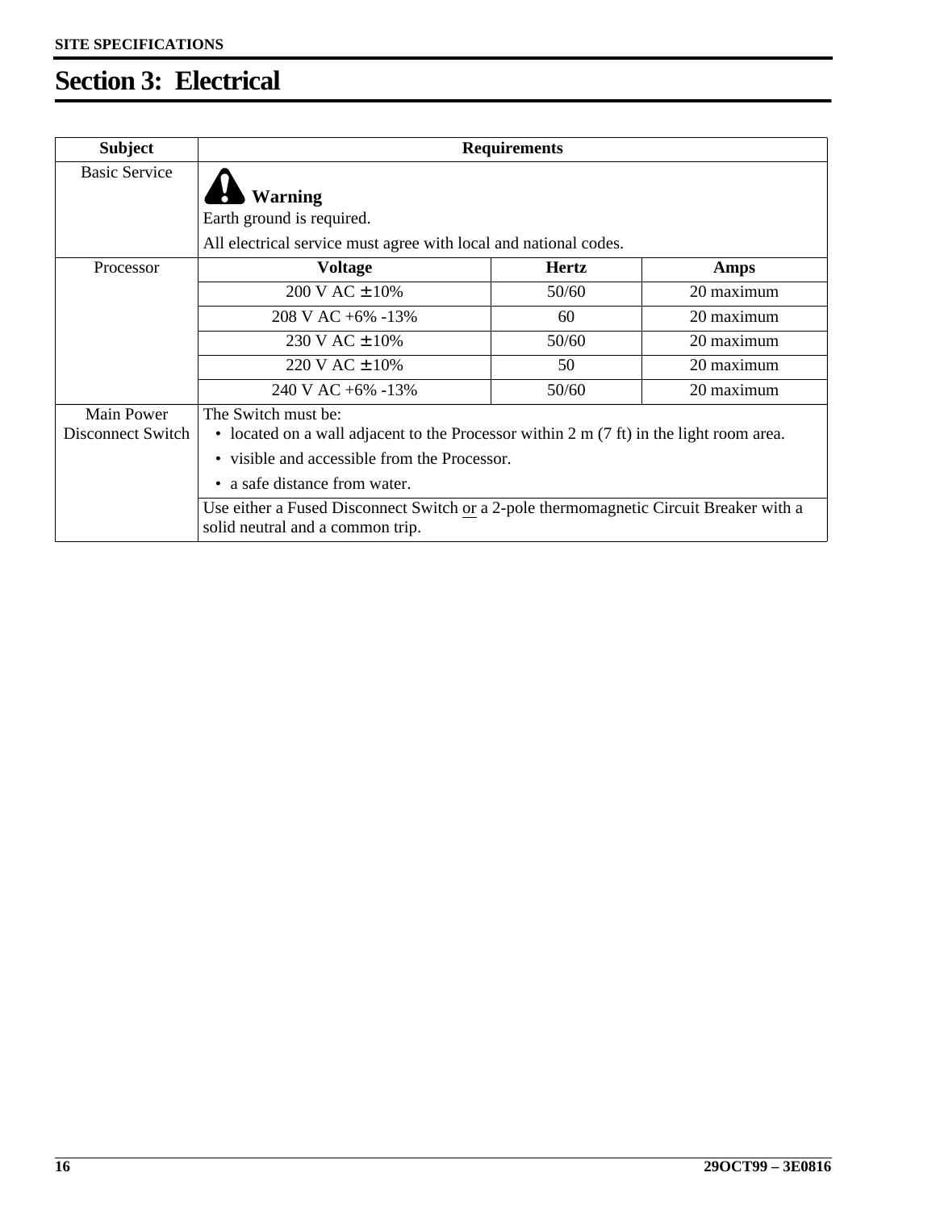# Section 3: Electrical

| Subject | Requirements | | |
|---|---|---|---|
| Basic Service | **Warning**<br>Earth ground is required.<br>All electrical service must agree with local and national codes. | | |
| Processor | **Voltage** | **Hertz** | **Amps** |
| | 200 V AC ± 10% | 50/60 | 20 maximum |
| | 208 V AC +6% -13% | 60 | 20 maximum |
| | 230 V AC ± 10% | 50/60 | 20 maximum |
| | 220 V AC ± 10% | 50 | 20 maximum |
| | 240 V AC +6% -13% | 50/60 | 20 maximum |
| Main Power Disconnect Switch | The Switch must be:<br>• located on a wall adjacent to the Processor within 2 m (7 ft) in the light room area.<br>• visible and accessible from the Processor.<br>• a safe distance from water. | | |
| | Use either a Fused Disconnect Switch <u>or</u> a 2-pole thermomagnetic Circuit Breaker with a solid neutral and a common trip. | | |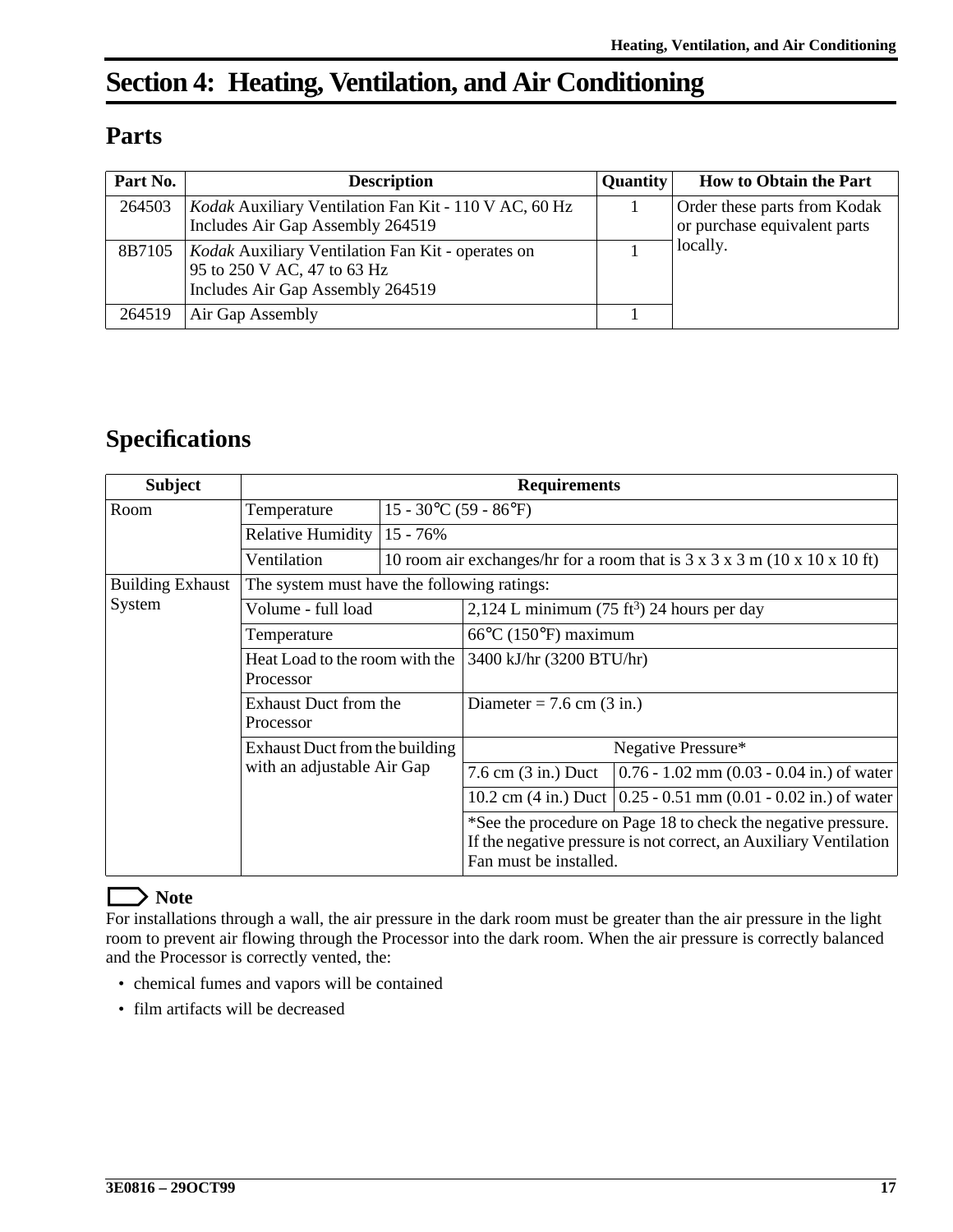# Section 4: Heating, Ventilation, and Air Conditioning

## Parts

| Part No. | Description | Quantity | How to Obtain the Part |
|---|---|---|---|
| 264503 | *Kodak* Auxiliary Ventilation Fan Kit - 110 V AC, 60 Hz<br>Includes Air Gap Assembly 264519 | 1 | Order these parts from Kodak or purchase equivalent parts locally. |
| 8B7105 | *Kodak* Auxiliary Ventilation Fan Kit - operates on 95 to 250 V AC, 47 to 63 Hz<br>Includes Air Gap Assembly 264519 | 1 | |
| 264519 | Air Gap Assembly | 1 | |

## Specifications

| Subject | Requirements | | |
|---|---|---|---|
| Room | Temperature | 15 - 30°C (59 - 86°F) | |
| | Relative Humidity | 15 - 76% | |
| | Ventilation | 10 room air exchanges/hr for a room that is 3 x 3 x 3 m (10 x 10 x 10 ft) | |
| Building Exhaust System | The system must have the following ratings: | | |
| | Volume - full load | 2,124 L minimum (75 ft$^3$) 24 hours per day | |
| | Temperature | 66°C (150°F) maximum | |
| | Heat Load to the room with the Processor | 3400 kJ/hr (3200 BTU/hr) | |
| | Exhaust Duct from the Processor | Diameter = 7.6 cm (3 in.) | |
| | Exhaust Duct from the building with an adjustable Air Gap | Negative Pressure* | |
| | | 7.6 cm (3 in.) Duct | 0.76 - 1.02 mm (0.03 - 0.04 in.) of water |
| | | 10.2 cm (4 in.) Duct | 0.25 - 0.51 mm (0.01 - 0.02 in.) of water |
| | | *See the procedure on Page 18 to check the negative pressure. If the negative pressure is not correct, an Auxiliary Ventilation Fan must be installed. | |

**Note**

For installations through a wall, the air pressure in the dark room must be greater than the air pressure in the light room to prevent air flowing through the Processor into the dark room. When the air pressure is correctly balanced and the Processor is correctly vented, the:

- chemical fumes and vapors will be contained
- film artifacts will be decreased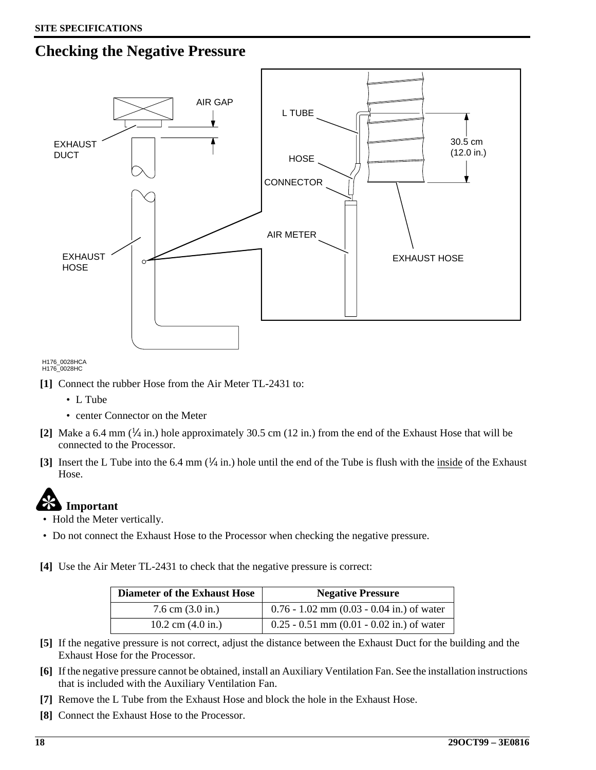# Checking the Negative Pressure

AIR GAP

EXHAUST DUCT

EXHAUST HOSE

L TUBE

HOSE

CONNECTOR

AIR METER

EXHAUST HOSE

30.5 cm (12.0 in.)

H176_0028HCA
H176_0028HC

**[1]** Connect the rubber Hose from the Air Meter TL-2431 to:

- L Tube
- center Connector on the Meter

**[2]** Make a 6.4 mm (¼ in.) hole approximately 30.5 cm (12 in.) from the end of the Exhaust Hose that will be connected to the Processor.

**[3]** Insert the L Tube into the 6.4 mm (¼ in.) hole until the end of the Tube is flush with the inside of the Exhaust Hose.

**Important**

- Hold the Meter vertically.
- Do not connect the Exhaust Hose to the Processor when checking the negative pressure.

**[4]** Use the Air Meter TL-2431 to check that the negative pressure is correct:

| Diameter of the Exhaust Hose | Negative Pressure |
|---|---|
| 7.6 cm (3.0 in.) | 0.76 - 1.02 mm (0.03 - 0.04 in.) of water |
| 10.2 cm (4.0 in.) | 0.25 - 0.51 mm (0.01 - 0.02 in.) of water |

**[5]** If the negative pressure is not correct, adjust the distance between the Exhaust Duct for the building and the Exhaust Hose for the Processor.

**[6]** If the negative pressure cannot be obtained, install an Auxiliary Ventilation Fan. See the installation instructions that is included with the Auxiliary Ventilation Fan.

**[7]** Remove the L Tube from the Exhaust Hose and block the hole in the Exhaust Hose.

**[8]** Connect the Exhaust Hose to the Processor.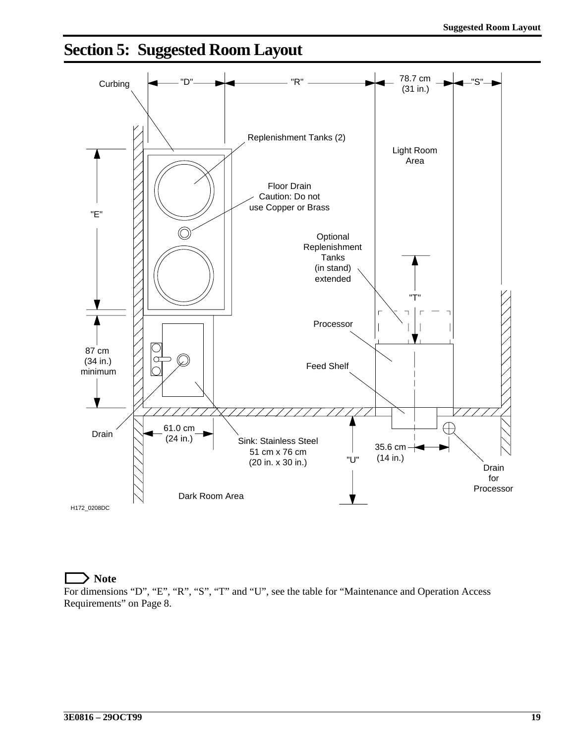# Section 5: Suggested Room Layout

Curbing

"D"

"R"

78.7 cm (31 in.)

"S"

Replenishment Tanks (2)

Light Room Area

Floor Drain Caution: Do not use Copper or Brass

"E"

Optional Replenishment Tanks (in stand) extended

"T"

Processor

87 cm (34 in.) minimum

Feed Shelf

Drain

61.0 cm (24 in.)

Sink: Stainless Steel 51 cm x 76 cm (20 in. x 30 in.)

"U"

35.6 cm (14 in.)

Drain for Processor

Dark Room Area

H172_0208DC

**Note**

For dimensions “D”, “E”, “R”, “S”, “T” and “U”, see the table for “Maintenance and Operation Access Requirements” on Page 8.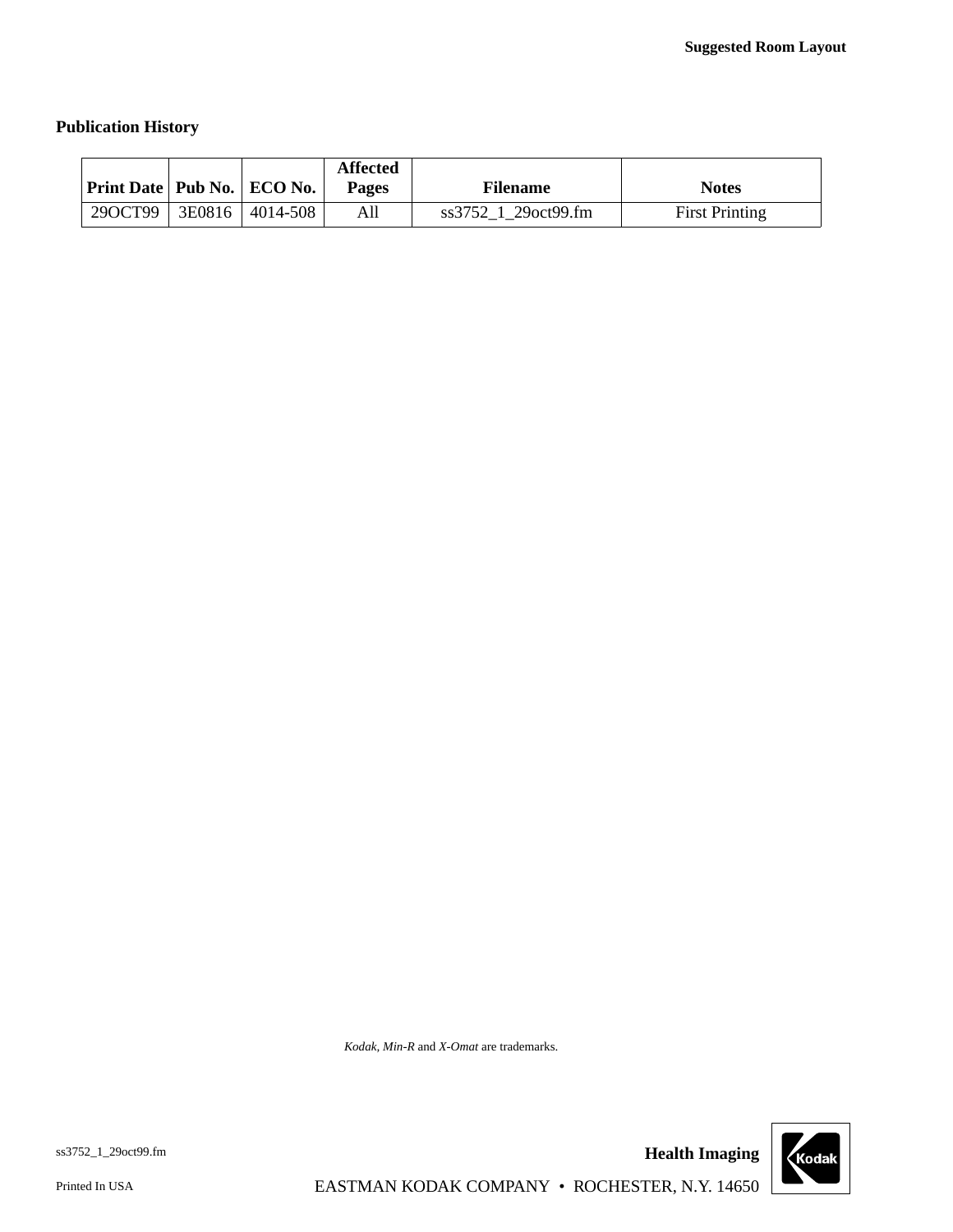## Publication History

| Print Date | Pub No. | ECO No. | Affected Pages | Filename | Notes |
|---|---|---|---|---|---|
| 29OCT99 | 3E0816 | 4014-508 | All | ss3752_1_29oct99.fm | First Printing |

*Kodak*, *Min-R* and *X-Omat* are trademarks.

ss3752_1_29oct99.fm

Printed In USA

**Health Imaging**

EASTMAN KODAK COMPANY • ROCHESTER, N.Y. 14650